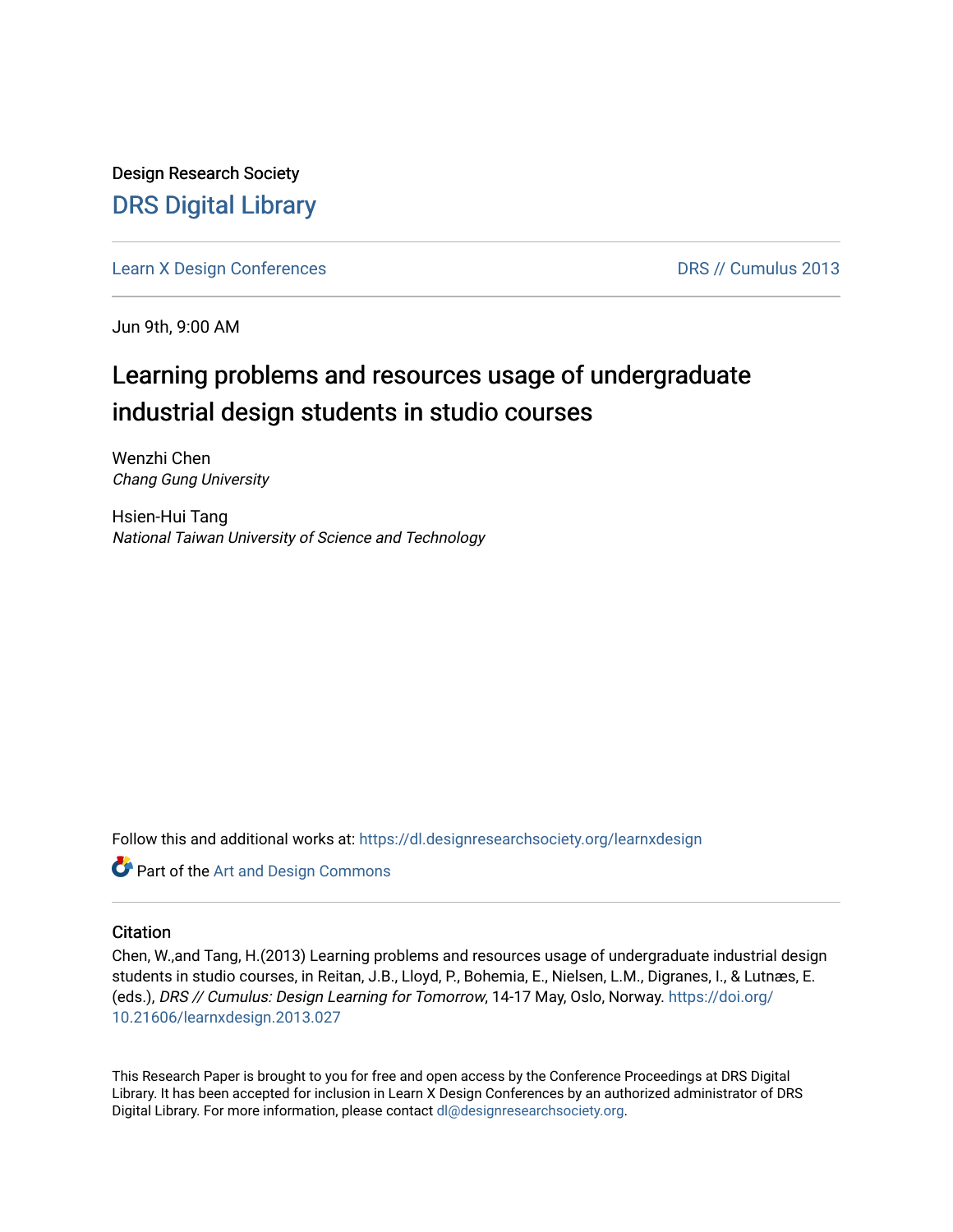Design Research Society

# DRS Digital Library

Learn X Design Conferences

DRS // Cumulus 2013

Jun 9th, 9:00 AM

## Learning problems and resources usage of undergraduate industrial design students in studio courses

Wenzhi Chen
*Chang Gung University*

Hsien-Hui Tang
*National Taiwan University of Science and Technology*

Follow this and additional works at: https://dl.designresearchsociety.org/learnxdesign

Part of the Art and Design Commons

### Citation

Chen, W.,and Tang, H.(2013) Learning problems and resources usage of undergraduate industrial design students in studio courses, in Reitan, J.B., Lloyd, P., Bohemia, E., Nielsen, L.M., Digranes, I., & Lutnæs, E. (eds.), *DRS // Cumulus: Design Learning for Tomorrow*, 14-17 May, Oslo, Norway. https://doi.org/10.21606/learnxdesign.2013.027

This Research Paper is brought to you for free and open access by the Conference Proceedings at DRS Digital Library. It has been accepted for inclusion in Learn X Design Conferences by an authorized administrator of DRS Digital Library. For more information, please contact dl@designresearchsociety.org.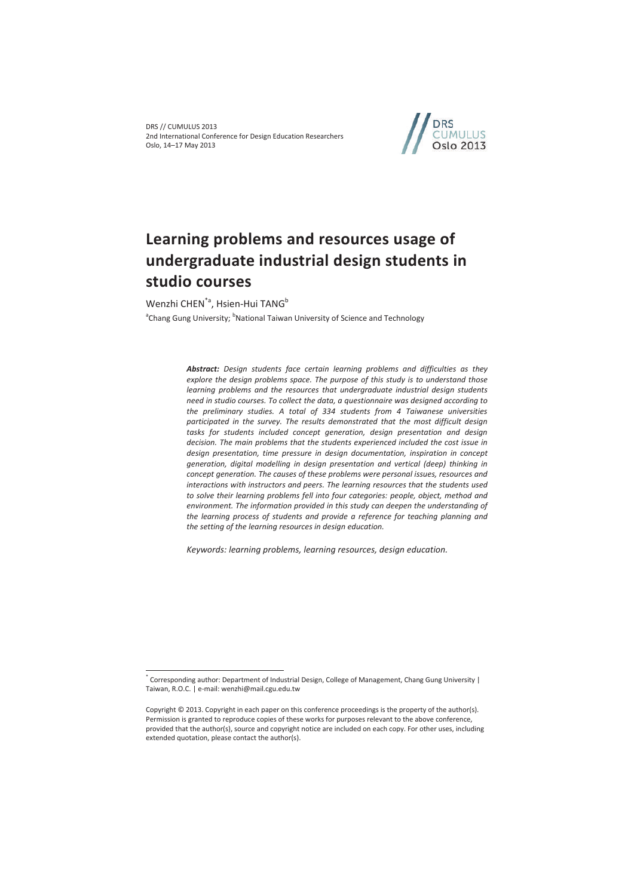# Learning problems and resources usage of undergraduate industrial design students in studio courses

Wenzhi CHEN[*a], Hsien-Hui TANG[b]

[a]Chang Gung University; [b]National Taiwan University of Science and Technology

***Abstract:*** *Design students face certain learning problems and difficulties as they explore the design problems space. The purpose of this study is to understand those learning problems and the resources that undergraduate industrial design students need in studio courses. To collect the data, a questionnaire was designed according to the preliminary studies. A total of 334 students from 4 Taiwanese universities participated in the survey. The results demonstrated that the most difficult design tasks for students included concept generation, design presentation and design decision. The main problems that the students experienced included the cost issue in design presentation, time pressure in design documentation, inspiration in concept generation, digital modelling in design presentation and vertical (deep) thinking in concept generation. The causes of these problems were personal issues, resources and interactions with instructors and peers. The learning resources that the students used to solve their learning problems fell into four categories: people, object, method and environment. The information provided in this study can deepen the understanding of the learning process of students and provide a reference for teaching planning and the setting of the learning resources in design education.*

*Keywords: learning problems, learning resources, design education.*

[*] Corresponding author: Department of Industrial Design, College of Management, Chang Gung University | Taiwan, R.O.C. | e-mail: wenzhi@mail.cgu.edu.tw

Copyright © 2013. Copyright in each paper on this conference proceedings is the property of the author(s). Permission is granted to reproduce copies of these works for purposes relevant to the above conference, provided that the author(s), source and copyright notice are included on each copy. For other uses, including extended quotation, please contact the author(s).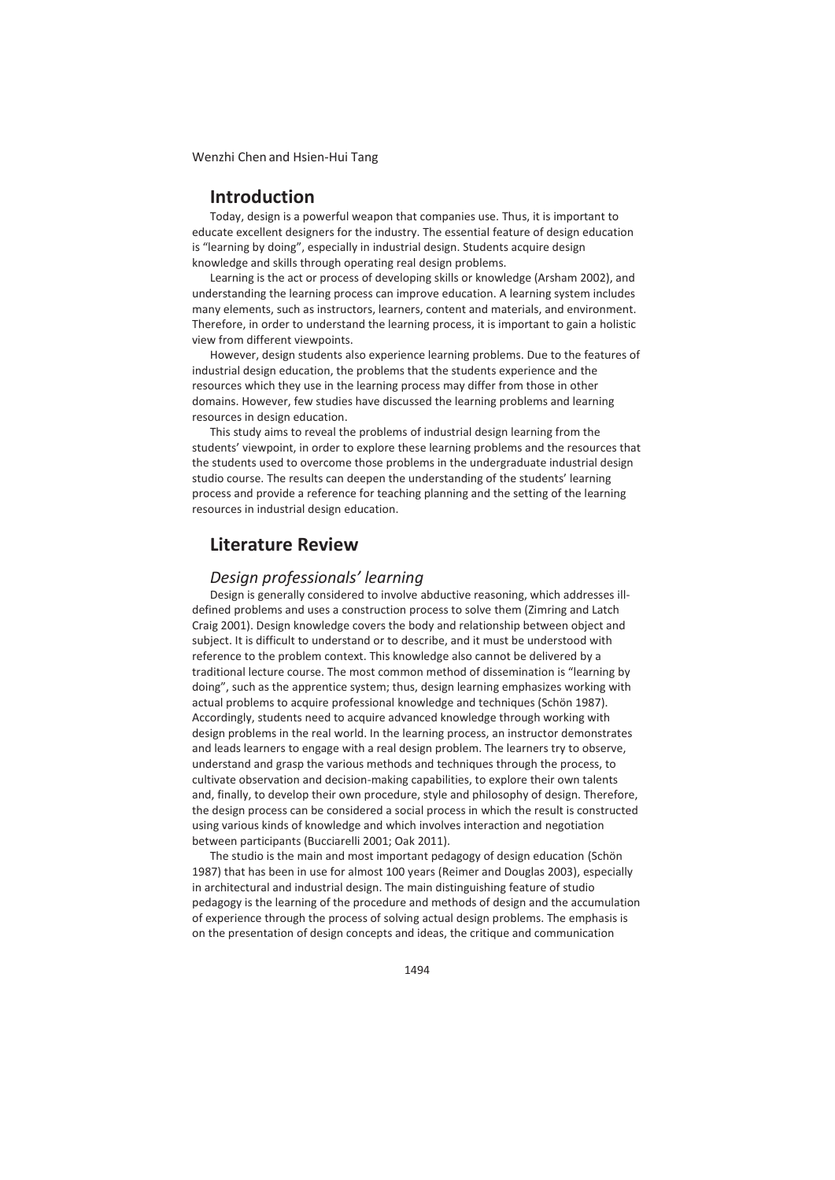## Introduction

Today, design is a powerful weapon that companies use. Thus, it is important to educate excellent designers for the industry. The essential feature of design education is "learning by doing", especially in industrial design. Students acquire design knowledge and skills through operating real design problems.

Learning is the act or process of developing skills or knowledge (Arsham 2002), and understanding the learning process can improve education. A learning system includes many elements, such as instructors, learners, content and materials, and environment. Therefore, in order to understand the learning process, it is important to gain a holistic view from different viewpoints.

However, design students also experience learning problems. Due to the features of industrial design education, the problems that the students experience and the resources which they use in the learning process may differ from those in other domains. However, few studies have discussed the learning problems and learning resources in design education.

This study aims to reveal the problems of industrial design learning from the students' viewpoint, in order to explore these learning problems and the resources that the students used to overcome those problems in the undergraduate industrial design studio course. The results can deepen the understanding of the students' learning process and provide a reference for teaching planning and the setting of the learning resources in industrial design education.

## Literature Review

### *Design professionals' learning*

Design is generally considered to involve abductive reasoning, which addresses ill-defined problems and uses a construction process to solve them (Zimring and Latch Craig 2001). Design knowledge covers the body and relationship between object and subject. It is difficult to understand or to describe, and it must be understood with reference to the problem context. This knowledge also cannot be delivered by a traditional lecture course. The most common method of dissemination is "learning by doing", such as the apprentice system; thus, design learning emphasizes working with actual problems to acquire professional knowledge and techniques (Schön 1987). Accordingly, students need to acquire advanced knowledge through working with design problems in the real world. In the learning process, an instructor demonstrates and leads learners to engage with a real design problem. The learners try to observe, understand and grasp the various methods and techniques through the process, to cultivate observation and decision-making capabilities, to explore their own talents and, finally, to develop their own procedure, style and philosophy of design. Therefore, the design process can be considered a social process in which the result is constructed using various kinds of knowledge and which involves interaction and negotiation between participants (Bucciarelli 2001; Oak 2011).

The studio is the main and most important pedagogy of design education (Schön 1987) that has been in use for almost 100 years (Reimer and Douglas 2003), especially in architectural and industrial design. The main distinguishing feature of studio pedagogy is the learning of the procedure and methods of design and the accumulation of experience through the process of solving actual design problems. The emphasis is on the presentation of design concepts and ideas, the critique and communication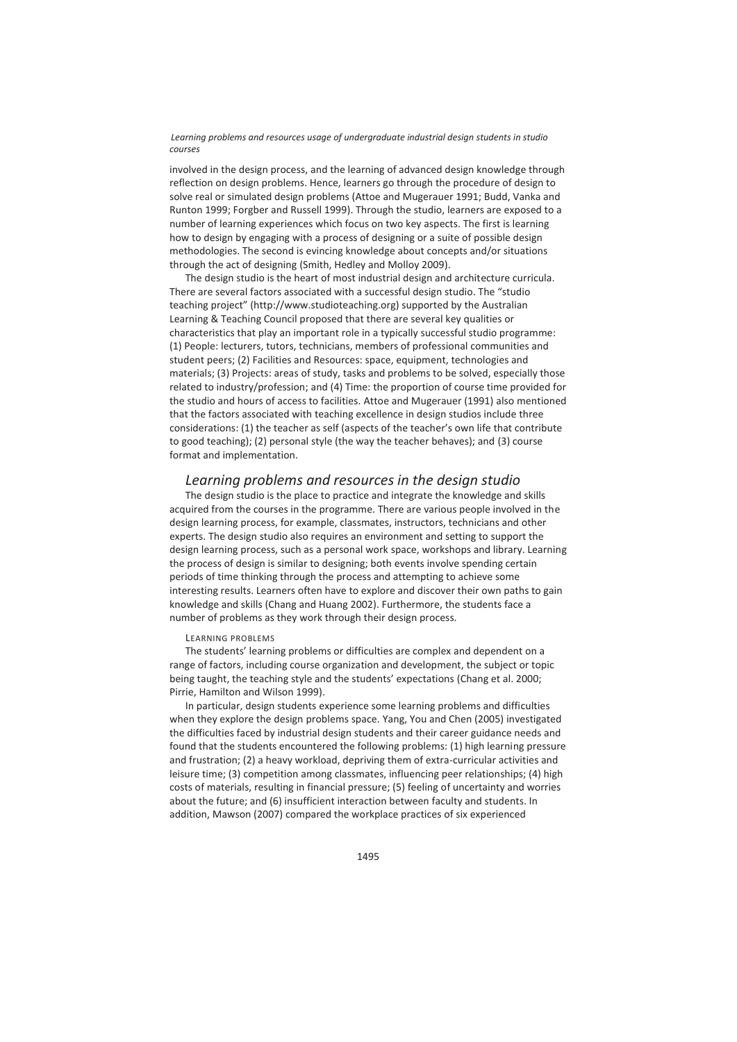involved in the design process, and the learning of advanced design knowledge through reflection on design problems. Hence, learners go through the procedure of design to solve real or simulated design problems (Attoe and Mugerauer 1991; Budd, Vanka and Runton 1999; Forgber and Russell 1999). Through the studio, learners are exposed to a number of learning experiences which focus on two key aspects. The first is learning how to design by engaging with a process of designing or a suite of possible design methodologies. The second is evincing knowledge about concepts and/or situations through the act of designing (Smith, Hedley and Molloy 2009).

The design studio is the heart of most industrial design and architecture curricula. There are several factors associated with a successful design studio. The "studio teaching project" (http://www.studioteaching.org) supported by the Australian Learning & Teaching Council proposed that there are several key qualities or characteristics that play an important role in a typically successful studio programme: (1) People: lecturers, tutors, technicians, members of professional communities and student peers; (2) Facilities and Resources: space, equipment, technologies and materials; (3) Projects: areas of study, tasks and problems to be solved, especially those related to industry/profession; and (4) Time: the proportion of course time provided for the studio and hours of access to facilities. Attoe and Mugerauer (1991) also mentioned that the factors associated with teaching excellence in design studios include three considerations: (1) the teacher as self (aspects of the teacher's own life that contribute to good teaching); (2) personal style (the way the teacher behaves); and (3) course format and implementation.

## *Learning problems and resources in the design studio*

The design studio is the place to practice and integrate the knowledge and skills acquired from the courses in the programme. There are various people involved in the design learning process, for example, classmates, instructors, technicians and other experts. The design studio also requires an environment and setting to support the design learning process, such as a personal work space, workshops and library. Learning the process of design is similar to designing; both events involve spending certain periods of time thinking through the process and attempting to achieve some interesting results. Learners often have to explore and discover their own paths to gain knowledge and skills (Chang and Huang 2002). Furthermore, the students face a number of problems as they work through their design process.

### LEARNING PROBLEMS

The students' learning problems or difficulties are complex and dependent on a range of factors, including course organization and development, the subject or topic being taught, the teaching style and the students' expectations (Chang et al. 2000; Pirrie, Hamilton and Wilson 1999).

In particular, design students experience some learning problems and difficulties when they explore the design problems space. Yang, You and Chen (2005) investigated the difficulties faced by industrial design students and their career guidance needs and found that the students encountered the following problems: (1) high learning pressure and frustration; (2) a heavy workload, depriving them of extra-curricular activities and leisure time; (3) competition among classmates, influencing peer relationships; (4) high costs of materials, resulting in financial pressure; (5) feeling of uncertainty and worries about the future; and (6) insufficient interaction between faculty and students. In addition, Mawson (2007) compared the workplace practices of six experienced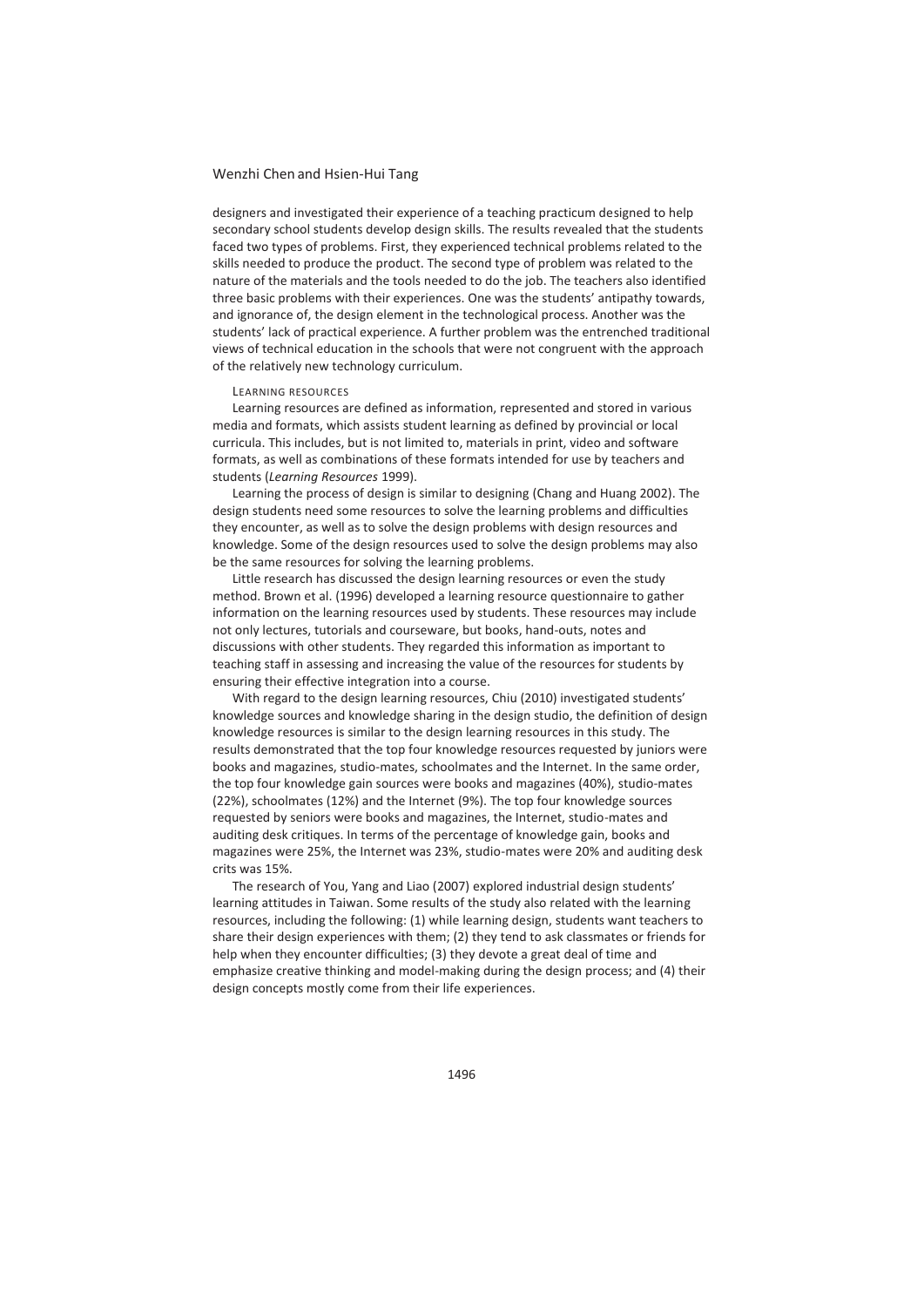designers and investigated their experience of a teaching practicum designed to help secondary school students develop design skills. The results revealed that the students faced two types of problems. First, they experienced technical problems related to the skills needed to produce the product. The second type of problem was related to the nature of the materials and the tools needed to do the job. The teachers also identified three basic problems with their experiences. One was the students' antipathy towards, and ignorance of, the design element in the technological process. Another was the students' lack of practical experience. A further problem was the entrenched traditional views of technical education in the schools that were not congruent with the approach of the relatively new technology curriculum.

### Learning resources

Learning resources are defined as information, represented and stored in various media and formats, which assists student learning as defined by provincial or local curricula. This includes, but is not limited to, materials in print, video and software formats, as well as combinations of these formats intended for use by teachers and students (*Learning Resources* 1999).

Learning the process of design is similar to designing (Chang and Huang 2002). The design students need some resources to solve the learning problems and difficulties they encounter, as well as to solve the design problems with design resources and knowledge. Some of the design resources used to solve the design problems may also be the same resources for solving the learning problems.

Little research has discussed the design learning resources or even the study method. Brown et al. (1996) developed a learning resource questionnaire to gather information on the learning resources used by students. These resources may include not only lectures, tutorials and courseware, but books, hand-outs, notes and discussions with other students. They regarded this information as important to teaching staff in assessing and increasing the value of the resources for students by ensuring their effective integration into a course.

With regard to the design learning resources, Chiu (2010) investigated students' knowledge sources and knowledge sharing in the design studio, the definition of design knowledge resources is similar to the design learning resources in this study. The results demonstrated that the top four knowledge resources requested by juniors were books and magazines, studio-mates, schoolmates and the Internet. In the same order, the top four knowledge gain sources were books and magazines (40%), studio-mates (22%), schoolmates (12%) and the Internet (9%). The top four knowledge sources requested by seniors were books and magazines, the Internet, studio-mates and auditing desk critiques. In terms of the percentage of knowledge gain, books and magazines were 25%, the Internet was 23%, studio-mates were 20% and auditing desk crits was 15%.

The research of You, Yang and Liao (2007) explored industrial design students' learning attitudes in Taiwan. Some results of the study also related with the learning resources, including the following: (1) while learning design, students want teachers to share their design experiences with them; (2) they tend to ask classmates or friends for help when they encounter difficulties; (3) they devote a great deal of time and emphasize creative thinking and model-making during the design process; and (4) their design concepts mostly come from their life experiences.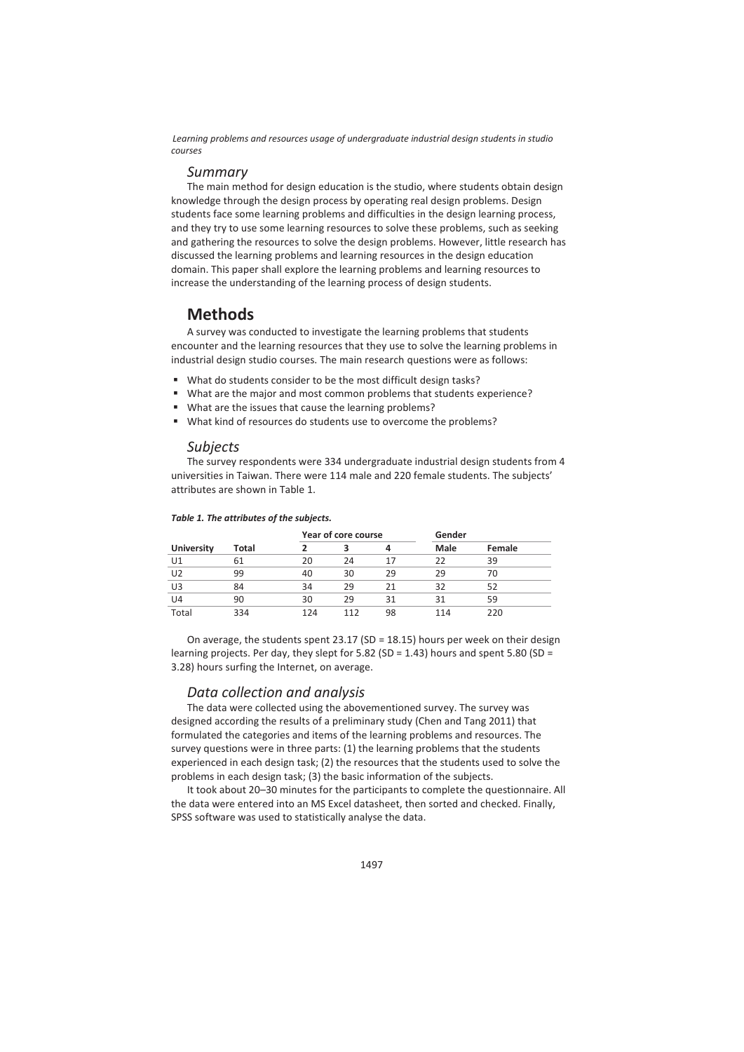*Learning problems and resources usage of undergraduate industrial design students in studio courses*

### *Summary*

The main method for design education is the studio, where students obtain design knowledge through the design process by operating real design problems. Design students face some learning problems and difficulties in the design learning process, and they try to use some learning resources to solve these problems, such as seeking and gathering the resources to solve the design problems. However, little research has discussed the learning problems and learning resources in the design education domain. This paper shall explore the learning problems and learning resources to increase the understanding of the learning process of design students.

## Methods

A survey was conducted to investigate the learning problems that students encounter and the learning resources that they use to solve the learning problems in industrial design studio courses. The main research questions were as follows:

- What do students consider to be the most difficult design tasks?
- What are the major and most common problems that students experience?
- What are the issues that cause the learning problems?
- What kind of resources do students use to overcome the problems?

### *Subjects*

The survey respondents were 334 undergraduate industrial design students from 4 universities in Taiwan. There were 114 male and 220 female students. The subjects' attributes are shown in Table 1.

***Table 1. The attributes of the subjects.***

| | | Year of core course | | | Gender | |
|---|---|---|---|---|---|---|
| **University** | **Total** | **2** | **3** | **4** | **Male** | **Female** |
| U1 | 61 | 20 | 24 | 17 | 22 | 39 |
| U2 | 99 | 40 | 30 | 29 | 29 | 70 |
| U3 | 84 | 34 | 29 | 21 | 32 | 52 |
| U4 | 90 | 30 | 29 | 31 | 31 | 59 |
| Total | 334 | 124 | 112 | 98 | 114 | 220 |

On average, the students spent 23.17 ($SD = 18.15$) hours per week on their design learning projects. Per day, they slept for 5.82 ($SD = 1.43$) hours and spent 5.80 ($SD = 3.28$) hours surfing the Internet, on average.

### *Data collection and analysis*

The data were collected using the abovementioned survey. The survey was designed according the results of a preliminary study (Chen and Tang 2011) that formulated the categories and items of the learning problems and resources. The survey questions were in three parts: (1) the learning problems that the students experienced in each design task; (2) the resources that the students used to solve the problems in each design task; (3) the basic information of the subjects.

It took about 20–30 minutes for the participants to complete the questionnaire. All the data were entered into an MS Excel datasheet, then sorted and checked. Finally, SPSS software was used to statistically analyse the data.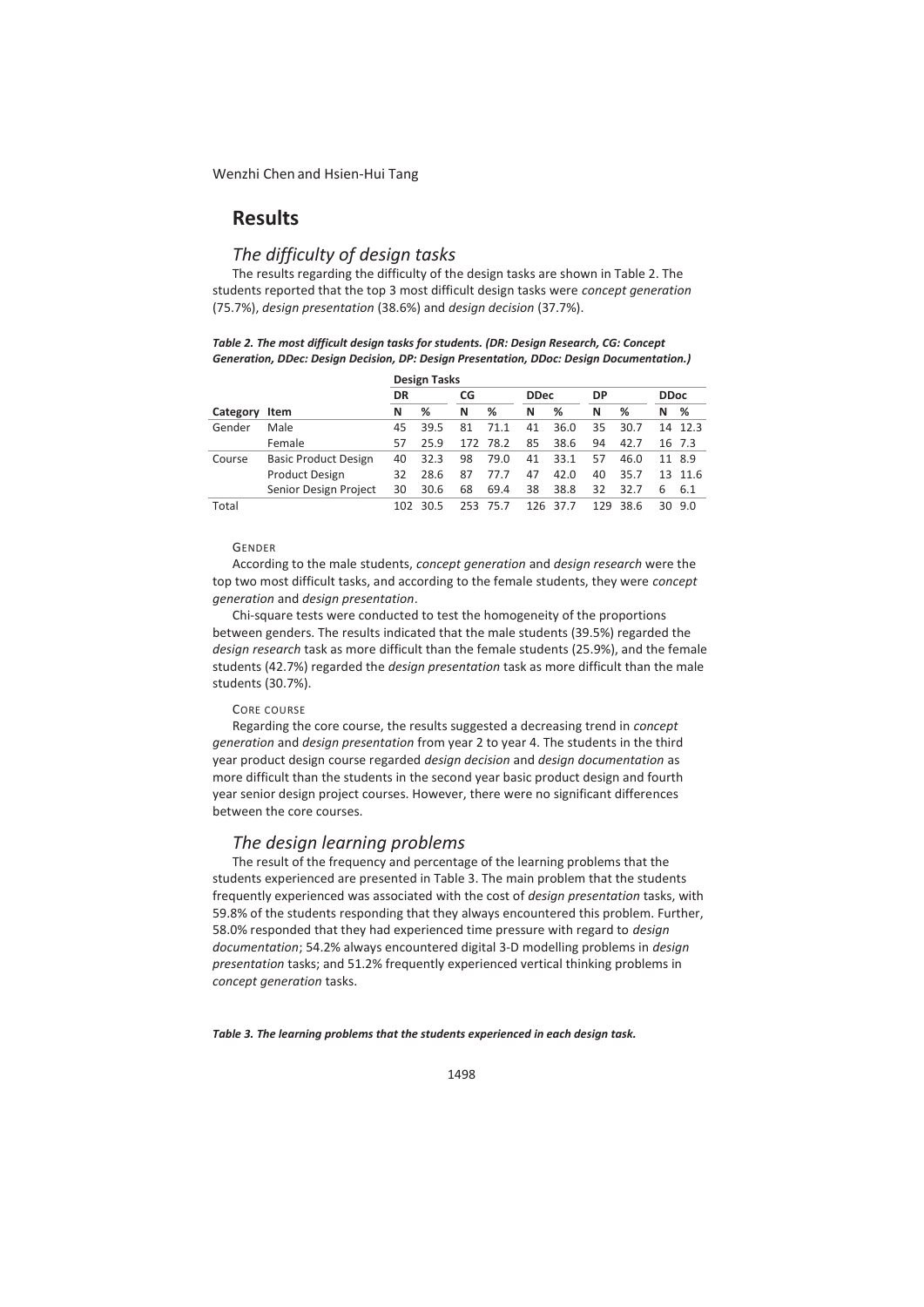## Results

### The difficulty of design tasks

The results regarding the difficulty of the design tasks are shown in Table 2. The students reported that the top 3 most difficult design tasks were *concept generation* (75.7%), *design presentation* (38.6%) and *design decision* (37.7%).

***Table 2. The most difficult design tasks for students. (DR: Design Research, CG: Concept Generation, DDec: Design Decision, DP: Design Presentation, DDoc: Design Documentation.)***

| | | Design Tasks | | | | | | | | | |
|---|---|---|---|---|---|---|---|---|---|---|---|
| | | DR | | CG | | DDec | | DP | | DDoc | |
| **Category** | **Item** | **N** | **%** | **N** | **%** | **N** | **%** | **N** | **%** | **N** | **%** |
| Gender | Male | 45 | 39.5 | 81 | 71.1 | 41 | 36.0 | 35 | 30.7 | 14 | 12.3 |
| | Female | 57 | 25.9 | 172 | 78.2 | 85 | 38.6 | 94 | 42.7 | 16 | 7.3 |
| Course | Basic Product Design | 40 | 32.3 | 98 | 79.0 | 41 | 33.1 | 57 | 46.0 | 11 | 8.9 |
| | Product Design | 32 | 28.6 | 87 | 77.7 | 47 | 42.0 | 40 | 35.7 | 13 | 11.6 |
| | Senior Design Project | 30 | 30.6 | 68 | 69.4 | 38 | 38.8 | 32 | 32.7 | 6 | 6.1 |
| Total | | 102 | 30.5 | 253 | 75.7 | 126 | 37.7 | 129 | 38.6 | 30 | 9.0 |

#### GENDER

According to the male students, *concept generation* and *design research* were the top two most difficult tasks, and according to the female students, they were *concept generation* and *design presentation*.

Chi-square tests were conducted to test the homogeneity of the proportions between genders. The results indicated that the male students (39.5%) regarded the *design research* task as more difficult than the female students (25.9%), and the female students (42.7%) regarded the *design presentation* task as more difficult than the male students (30.7%).

#### CORE COURSE

Regarding the core course, the results suggested a decreasing trend in *concept generation* and *design presentation* from year 2 to year 4. The students in the third year product design course regarded *design decision* and *design documentation* as more difficult than the students in the second year basic product design and fourth year senior design project courses. However, there were no significant differences between the core courses.

### The design learning problems

The result of the frequency and percentage of the learning problems that the students experienced are presented in Table 3. The main problem that the students frequently experienced was associated with the cost of *design presentation* tasks, with 59.8% of the students responding that they always encountered this problem. Further, 58.0% responded that they had experienced time pressure with regard to *design documentation*; 54.2% always encountered digital 3-D modelling problems in *design presentation* tasks; and 51.2% frequently experienced vertical thinking problems in *concept generation* tasks.

***Table 3. The learning problems that the students experienced in each design task.***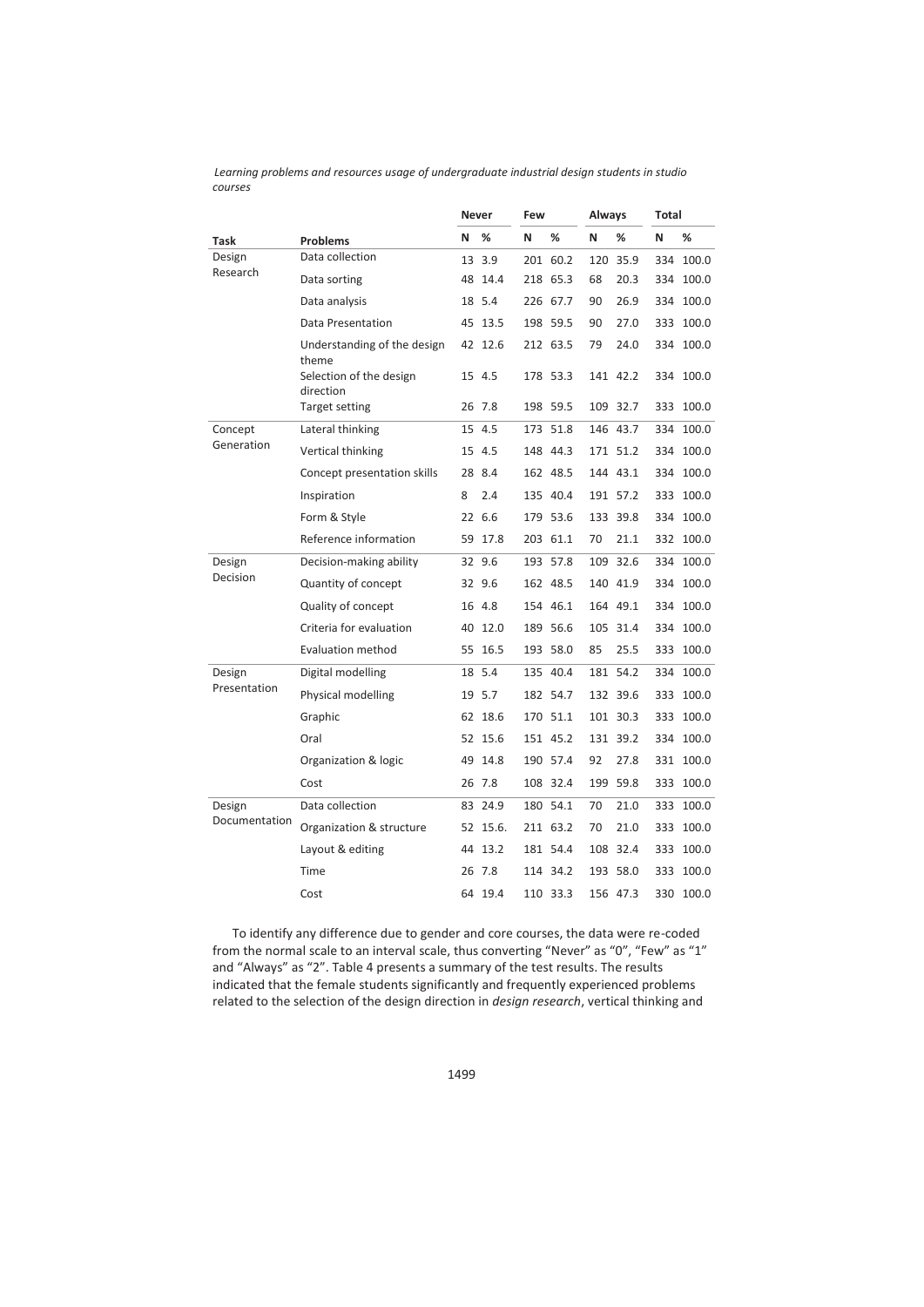*Learning problems and resources usage of undergraduate industrial design students in studio courses*

| Task | Problems | Never | | Few | | Always | | Total | |
|---|---|---|---|---|---|---|---|---|---|
| | | N | % | N | % | N | % | N | % |
| Design Research | Data collection | 13 | 3.9 | 201 | 60.2 | 120 | 35.9 | 334 | 100.0 |
| | Data sorting | 48 | 14.4 | 218 | 65.3 | 68 | 20.3 | 334 | 100.0 |
| | Data analysis | 18 | 5.4 | 226 | 67.7 | 90 | 26.9 | 334 | 100.0 |
| | Data Presentation | 45 | 13.5 | 198 | 59.5 | 90 | 27.0 | 333 | 100.0 |
| | Understanding of the design theme | 42 | 12.6 | 212 | 63.5 | 79 | 24.0 | 334 | 100.0 |
| | Selection of the design direction | 15 | 4.5 | 178 | 53.3 | 141 | 42.2 | 334 | 100.0 |
| | Target setting | 26 | 7.8 | 198 | 59.5 | 109 | 32.7 | 333 | 100.0 |
| Concept Generation | Lateral thinking | 15 | 4.5 | 173 | 51.8 | 146 | 43.7 | 334 | 100.0 |
| | Vertical thinking | 15 | 4.5 | 148 | 44.3 | 171 | 51.2 | 334 | 100.0 |
| | Concept presentation skills | 28 | 8.4 | 162 | 48.5 | 144 | 43.1 | 334 | 100.0 |
| | Inspiration | 8 | 2.4 | 135 | 40.4 | 191 | 57.2 | 333 | 100.0 |
| | Form & Style | 22 | 6.6 | 179 | 53.6 | 133 | 39.8 | 334 | 100.0 |
| | Reference information | 59 | 17.8 | 203 | 61.1 | 70 | 21.1 | 332 | 100.0 |
| Design Decision | Decision-making ability | 32 | 9.6 | 193 | 57.8 | 109 | 32.6 | 334 | 100.0 |
| | Quantity of concept | 32 | 9.6 | 162 | 48.5 | 140 | 41.9 | 334 | 100.0 |
| | Quality of concept | 16 | 4.8 | 154 | 46.1 | 164 | 49.1 | 334 | 100.0 |
| | Criteria for evaluation | 40 | 12.0 | 189 | 56.6 | 105 | 31.4 | 334 | 100.0 |
| | Evaluation method | 55 | 16.5 | 193 | 58.0 | 85 | 25.5 | 333 | 100.0 |
| Design Presentation | Digital modelling | 18 | 5.4 | 135 | 40.4 | 181 | 54.2 | 334 | 100.0 |
| | Physical modelling | 19 | 5.7 | 182 | 54.7 | 132 | 39.6 | 333 | 100.0 |
| | Graphic | 62 | 18.6 | 170 | 51.1 | 101 | 30.3 | 333 | 100.0 |
| | Oral | 52 | 15.6 | 151 | 45.2 | 131 | 39.2 | 334 | 100.0 |
| | Organization & logic | 49 | 14.8 | 190 | 57.4 | 92 | 27.8 | 331 | 100.0 |
| | Cost | 26 | 7.8 | 108 | 32.4 | 199 | 59.8 | 333 | 100.0 |
| Design Documentation | Data collection | 83 | 24.9 | 180 | 54.1 | 70 | 21.0 | 333 | 100.0 |
| | Organization & structure | 52 | 15.6. | 211 | 63.2 | 70 | 21.0 | 333 | 100.0 |
| | Layout & editing | 44 | 13.2 | 181 | 54.4 | 108 | 32.4 | 333 | 100.0 |
| | Time | 26 | 7.8 | 114 | 34.2 | 193 | 58.0 | 333 | 100.0 |
| | Cost | 64 | 19.4 | 110 | 33.3 | 156 | 47.3 | 330 | 100.0 |

To identify any difference due to gender and core courses, the data were re-coded from the normal scale to an interval scale, thus converting "Never" as "0", "Few" as "1" and "Always" as "2". Table 4 presents a summary of the test results. The results indicated that the female students significantly and frequently experienced problems related to the selection of the design direction in *design research*, vertical thinking and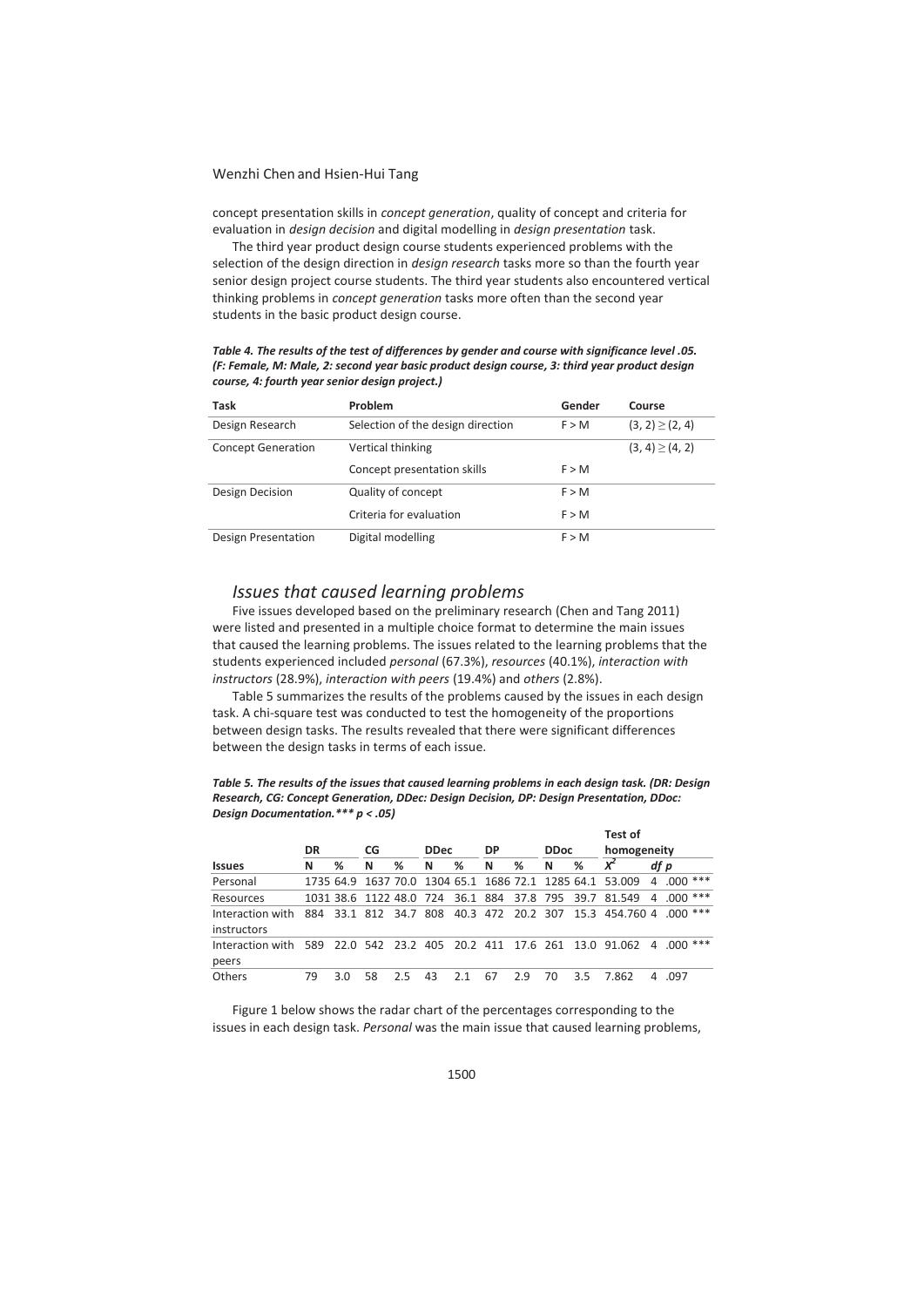concept presentation skills in *concept generation*, quality of concept and criteria for evaluation in *design decision* and digital modelling in *design presentation* task.

The third year product design course students experienced problems with the selection of the design direction in *design research* tasks more so than the fourth year senior design project course students. The third year students also encountered vertical thinking problems in *concept generation* tasks more often than the second year students in the basic product design course.

***Table 4. The results of the test of differences by gender and course with significance level .05. (F: Female, M: Male, 2: second year basic product design course, 3: third year product design course, 4: fourth year senior design project.)***

| Task | Problem | Gender | Course |
|---|---|---|---|
| Design Research | Selection of the design direction | F > M | (3, 2) ≥ (2, 4) |
| Concept Generation | Vertical thinking | | (3, 4) ≥ (4, 2) |
| | Concept presentation skills | F > M | |
| Design Decision | Quality of concept | F > M | |
| | Criteria for evaluation | F > M | |
| Design Presentation | Digital modelling | F > M | |

## *Issues that caused learning problems*

Five issues developed based on the preliminary research (Chen and Tang 2011) were listed and presented in a multiple choice format to determine the main issues that caused the learning problems. The issues related to the learning problems that the students experienced included *personal* (67.3%), *resources* (40.1%), *interaction with instructors* (28.9%), *interaction with peers* (19.4%) and *others* (2.8%).

Table 5 summarizes the results of the problems caused by the issues in each design task. A chi-square test was conducted to test the homogeneity of the proportions between design tasks. The results revealed that there were significant differences between the design tasks in terms of each issue.

***Table 5. The results of the issues that caused learning problems in each design task. (DR: Design Research, CG: Concept Generation, DDec: Design Decision, DP: Design Presentation, DDoc: Design Documentation.\*\*\* p < .05)***

| | DR | | CG | | DDec | | DP | | DDoc | | Test of homogeneity | | |
|---|---|---|---|---|---|---|---|---|---|---|---|---|---|
| **Issues** | **N** | **%** | **N** | **%** | **N** | **%** | **N** | **%** | **N** | **%** | $X^2$ | ***df*** | ***p*** |
| Personal | 1735 | 64.9 | 1637 | 70.0 | 1304 | 65.1 | 1686 | 72.1 | 1285 | 64.1 | 53.009 | 4 | .000 *** |
| Resources | 1031 | 38.6 | 1122 | 48.0 | 724 | 36.1 | 884 | 37.8 | 795 | 39.7 | 81.549 | 4 | .000 *** |
| Interaction with instructors | 884 | 33.1 | 812 | 34.7 | 808 | 40.3 | 472 | 20.2 | 307 | 15.3 | 454.760 | 4 | .000 *** |
| Interaction with peers | 589 | 22.0 | 542 | 23.2 | 405 | 20.2 | 411 | 17.6 | 261 | 13.0 | 91.062 | 4 | .000 *** |
| Others | 79 | 3.0 | 58 | 2.5 | 43 | 2.1 | 67 | 2.9 | 70 | 3.5 | 7.862 | 4 | .097 |

Figure 1 below shows the radar chart of the percentages corresponding to the issues in each design task. *Personal* was the main issue that caused learning problems,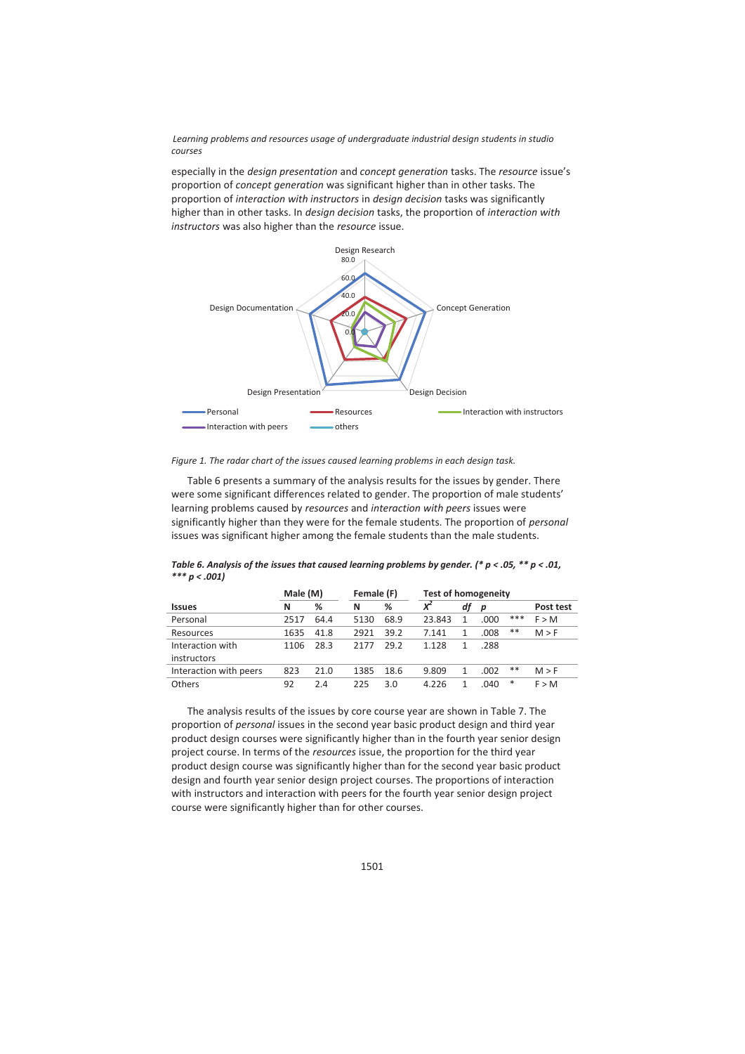especially in the *design presentation* and *concept generation* tasks. The *resource* issue's proportion of *concept generation* was significant higher than in other tasks. The proportion of *interaction with instructors* in *design decision* tasks was significantly higher than in other tasks. In *design decision* tasks, the proportion of *interaction with instructors* was also higher than the *resource* issue.

*Figure 1. The radar chart of the issues caused learning problems in each design task.*

Table 6 presents a summary of the analysis results for the issues by gender. There were some significant differences related to gender. The proportion of male students' learning problems caused by *resources* and *interaction with peers* issues were significantly higher than they were for the female students. The proportion of *personal* issues was significant higher among the female students than the male students.

***Table 6. Analysis of the issues that caused learning problems by gender. (* p < .05, ** p < .01, *** p < .001)***

| | Male (M) | | Female (F) | | Test of homogeneity | | | | |
|---|---|---|---|---|---|---|---|---|---|
| **Issues** | **N** | **%** | **N** | **%** | $\chi^2$ | *df* | *p* | | **Post test** |
| Personal | 2517 | 64.4 | 5130 | 68.9 | 23.843 | 1 | .000 | *** | F > M |
| Resources | 1635 | 41.8 | 2921 | 39.2 | 7.141 | 1 | .008 | ** | M > F |
| Interaction with instructors | 1106 | 28.3 | 2177 | 29.2 | 1.128 | 1 | .288 | | |
| Interaction with peers | 823 | 21.0 | 1385 | 18.6 | 9.809 | 1 | .002 | ** | M > F |
| Others | 92 | 2.4 | 225 | 3.0 | 4.226 | 1 | .040 | * | F > M |

The analysis results of the issues by core course year are shown in Table 7. The proportion of *personal* issues in the second year basic product design and third year product design courses were significantly higher than in the fourth year senior design project course. In terms of the *resources* issue, the proportion for the third year product design course was significantly higher than for the second year basic product design and fourth year senior design project courses. The proportions of interaction with instructors and interaction with peers for the fourth year senior design project course were significantly higher than for other courses.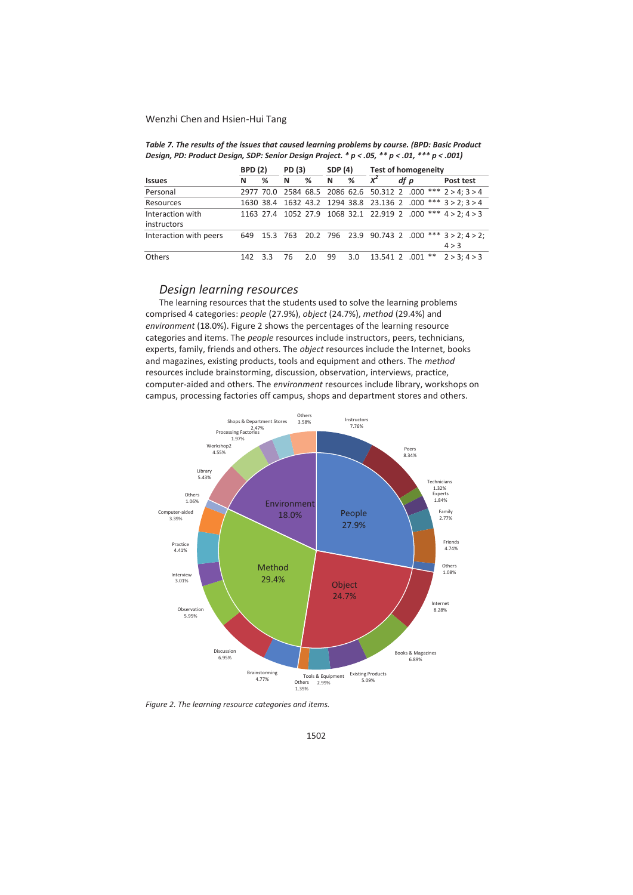*Table 7. The results of the issues that caused learning problems by course. (BPD: Basic Product Design, PD: Product Design, SDP: Senior Design Project. * p < .05, ** p < .01, *** p < .001)*

| | BPD (2) | | PD (3) | | SDP (4) | | Test of homogeneity | | | | |
|---|---|---|---|---|---|---|---|---|---|---|---|
| **Issues** | **N** | **%** | **N** | **%** | **N** | **%** | $X^2$ | *df* | *p* | | **Post test** |
| Personal | 2977 | 70.0 | 2584 | 68.5 | 2086 | 62.6 | 50.312 | 2 | .000 | *** | 2 > 4; 3 > 4 |
| Resources | 1630 | 38.4 | 1632 | 43.2 | 1294 | 38.8 | 23.136 | 2 | .000 | *** | 3 > 2; 3 > 4 |
| Interaction with instructors | 1163 | 27.4 | 1052 | 27.9 | 1068 | 32.1 | 22.919 | 2 | .000 | *** | 4 > 2; 4 > 3 |
| Interaction with peers | 649 | 15.3 | 763 | 20.2 | 796 | 23.9 | 90.743 | 2 | .000 | *** | 3 > 2; 4 > 2; 4 > 3 |
| Others | 142 | 3.3 | 76 | 2.0 | 99 | 3.0 | 13.541 | 2 | .001 | ** | 2 > 3; 4 > 3 |

## *Design learning resources*

The learning resources that the students used to solve the learning problems comprised 4 categories: *people* (27.9%), *object* (24.7%), *method* (29.4%) and *environment* (18.0%). Figure 2 shows the percentages of the learning resource categories and items. The *people* resources include instructors, peers, technicians, experts, family, friends and others. The *object* resources include the Internet, books and magazines, existing products, tools and equipment and others. The *method* resources include brainstorming, discussion, observation, interviews, practice, computer-aided and others. The *environment* resources include library, workshops on campus, processing factories off campus, shops and department stores and others.

*Figure 2. The learning resource categories and items.*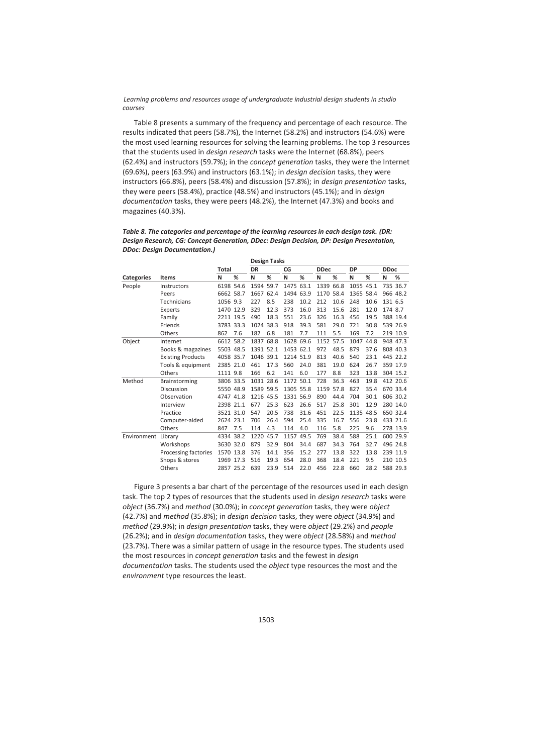Table 8 presents a summary of the frequency and percentage of each resource. The results indicated that peers (58.7%), the Internet (58.2%) and instructors (54.6%) were the most used learning resources for solving the learning problems. The top 3 resources that the students used in *design research* tasks were the Internet (68.8%), peers (62.4%) and instructors (59.7%); in the *concept generation* tasks, they were the Internet (69.6%), peers (63.9%) and instructors (63.1%); in *design decision* tasks, they were instructors (66.8%), peers (58.4%) and discussion (57.8%); in *design presentation* tasks, they were peers (58.4%), practice (48.5%) and instructors (45.1%); and in *design documentation* tasks, they were peers (48.2%), the Internet (47.3%) and books and magazines (40.3%).

***Table 8. The categories and percentage of the learning resources in each design task. (DR: Design Research, CG: Concept Generation, DDec: Design Decision, DP: Design Presentation, DDoc: Design Documentation.)***

| | | | | **Design Tasks** | | | | | | | | | |
|---|---|---|---|---|---|---|---|---|---|---|---|---|---|
| | | **Total** | | **DR** | | **CG** | | **DDec** | | **DP** | | **DDoc** | |
| **Categories** | **Items** | **N** | **%** | **N** | **%** | **N** | **%** | **N** | **%** | **N** | **%** | **N** | **%** |
| People | Instructors | 6198 | 54.6 | 1594 | 59.7 | 1475 | 63.1 | 1339 | 66.8 | 1055 | 45.1 | 735 | 36.7 |
| | Peers | 6662 | 58.7 | 1667 | 62.4 | 1494 | 63.9 | 1170 | 58.4 | 1365 | 58.4 | 966 | 48.2 |
| | Technicians | 1056 | 9.3 | 227 | 8.5 | 238 | 10.2 | 212 | 10.6 | 248 | 10.6 | 131 | 6.5 |
| | Experts | 1470 | 12.9 | 329 | 12.3 | 373 | 16.0 | 313 | 15.6 | 281 | 12.0 | 174 | 8.7 |
| | Family | 2211 | 19.5 | 490 | 18.3 | 551 | 23.6 | 326 | 16.3 | 456 | 19.5 | 388 | 19.4 |
| | Friends | 3783 | 33.3 | 1024 | 38.3 | 918 | 39.3 | 581 | 29.0 | 721 | 30.8 | 539 | 26.9 |
| | Others | 862 | 7.6 | 182 | 6.8 | 181 | 7.7 | 111 | 5.5 | 169 | 7.2 | 219 | 10.9 |
| Object | Internet | 6612 | 58.2 | 1837 | 68.8 | 1628 | 69.6 | 1152 | 57.5 | 1047 | 44.8 | 948 | 47.3 |
| | Books & magazines | 5503 | 48.5 | 1391 | 52.1 | 1453 | 62.1 | 972 | 48.5 | 879 | 37.6 | 808 | 40.3 |
| | Existing Products | 4058 | 35.7 | 1046 | 39.1 | 1214 | 51.9 | 813 | 40.6 | 540 | 23.1 | 445 | 22.2 |
| | Tools & equipment | 2385 | 21.0 | 461 | 17.3 | 560 | 24.0 | 381 | 19.0 | 624 | 26.7 | 359 | 17.9 |
| | Others | 1111 | 9.8 | 166 | 6.2 | 141 | 6.0 | 177 | 8.8 | 323 | 13.8 | 304 | 15.2 |
| Method | Brainstorming | 3806 | 33.5 | 1031 | 28.6 | 1172 | 50.1 | 728 | 36.3 | 463 | 19.8 | 412 | 20.6 |
| | Discussion | 5550 | 48.9 | 1589 | 59.5 | 1305 | 55.8 | 1159 | 57.8 | 827 | 35.4 | 670 | 33.4 |
| | Observation | 4747 | 41.8 | 1216 | 45.5 | 1331 | 56.9 | 890 | 44.4 | 704 | 30.1 | 606 | 30.2 |
| | Interview | 2398 | 21.1 | 677 | 25.3 | 623 | 26.6 | 517 | 25.8 | 301 | 12.9 | 280 | 14.0 |
| | Practice | 3521 | 31.0 | 547 | 20.5 | 738 | 31.6 | 451 | 22.5 | 1135 | 48.5 | 650 | 32.4 |
| | Computer-aided | 2624 | 23.1 | 706 | 26.4 | 594 | 25.4 | 335 | 16.7 | 556 | 23.8 | 433 | 21.6 |
| | Others | 847 | 7.5 | 114 | 4.3 | 114 | 4.0 | 116 | 5.8 | 225 | 9.6 | 278 | 13.9 |
| Environment | Library | 4334 | 38.2 | 1220 | 45.7 | 1157 | 49.5 | 769 | 38.4 | 588 | 25.1 | 600 | 29.9 |
| | Workshops | 3630 | 32.0 | 879 | 32.9 | 804 | 34.4 | 687 | 34.3 | 764 | 32.7 | 496 | 24.8 |
| | Processing factories | 1570 | 13.8 | 376 | 14.1 | 356 | 15.2 | 277 | 13.8 | 322 | 13.8 | 239 | 11.9 |
| | Shops & stores | 1969 | 17.3 | 516 | 19.3 | 654 | 28.0 | 368 | 18.4 | 221 | 9.5 | 210 | 10.5 |
| | Others | 2857 | 25.2 | 639 | 23.9 | 514 | 22.0 | 456 | 22.8 | 660 | 28.2 | 588 | 29.3 |

Figure 3 presents a bar chart of the percentage of the resources used in each design task. The top 2 types of resources that the students used in *design research* tasks were *object* (36.7%) and *method* (30.0%); in *concept generation* tasks, they were *object* (42.7%) and *method* (35.8%); in *design decision* tasks, they were *object* (34.9%) and *method* (29.9%); in *design presentation* tasks, they were *object* (29.2%) and *people* (26.2%); and in *design documentation* tasks, they were *object* (28.58%) and *method* (23.7%). There was a similar pattern of usage in the resource types. The students used the most resources in *concept generation* tasks and the fewest in *design documentation* tasks. The students used the *object* type resources the most and the *environment* type resources the least.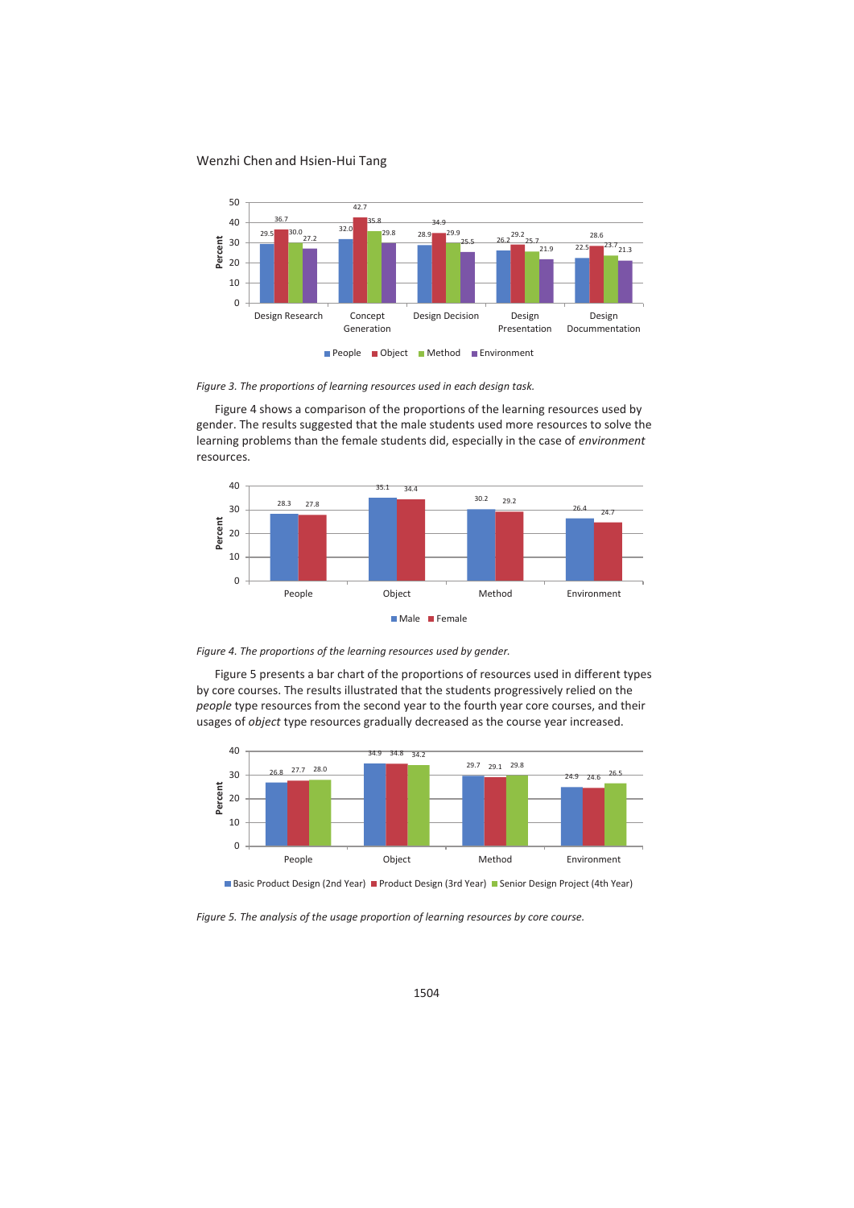*Figure 3. The proportions of learning resources used in each design task.*

Figure 4 shows a comparison of the proportions of the learning resources used by gender. The results suggested that the male students used more resources to solve the learning problems than the female students did, especially in the case of *environment* resources.

*Figure 4. The proportions of the learning resources used by gender.*

Figure 5 presents a bar chart of the proportions of resources used in different types by core courses. The results illustrated that the students progressively relied on the *people* type resources from the second year to the fourth year core courses, and their usages of *object* type resources gradually decreased as the course year increased.

*Figure 5. The analysis of the usage proportion of learning resources by core course.*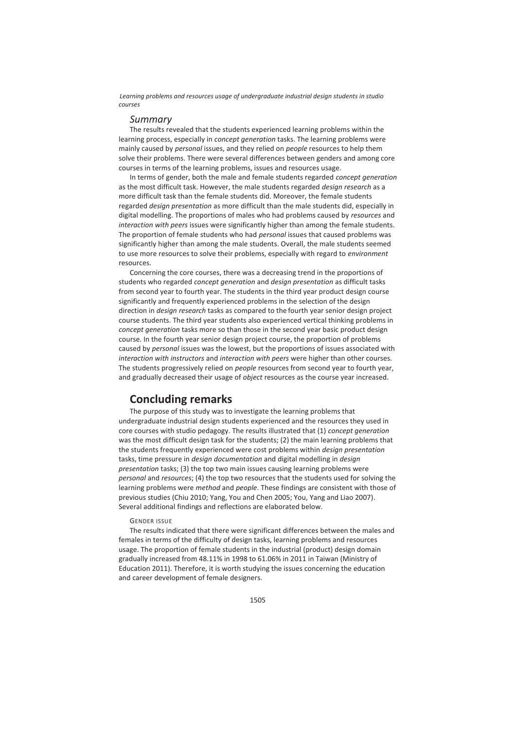## *Summary*

The results revealed that the students experienced learning problems within the learning process, especially in *concept generation* tasks. The learning problems were mainly caused by *personal* issues, and they relied on *people* resources to help them solve their problems. There were several differences between genders and among core courses in terms of the learning problems, issues and resources usage.

In terms of gender, both the male and female students regarded *concept generation* as the most difficult task. However, the male students regarded *design research* as a more difficult task than the female students did. Moreover, the female students regarded *design presentation* as more difficult than the male students did, especially in digital modelling. The proportions of males who had problems caused by *resources* and *interaction with peers* issues were significantly higher than among the female students. The proportion of female students who had *personal* issues that caused problems was significantly higher than among the male students. Overall, the male students seemed to use more resources to solve their problems, especially with regard to *environment* resources.

Concerning the core courses, there was a decreasing trend in the proportions of students who regarded *concept generation* and *design presentation* as difficult tasks from second year to fourth year. The students in the third year product design course significantly and frequently experienced problems in the selection of the design direction in *design research* tasks as compared to the fourth year senior design project course students. The third year students also experienced vertical thinking problems in *concept generation* tasks more so than those in the second year basic product design course. In the fourth year senior design project course, the proportion of problems caused by *personal* issues was the lowest, but the proportions of issues associated with *interaction with instructors* and *interaction with peers* were higher than other courses. The students progressively relied on *people* resources from second year to fourth year, and gradually decreased their usage of *object* resources as the course year increased.

# Concluding remarks

The purpose of this study was to investigate the learning problems that undergraduate industrial design students experienced and the resources they used in core courses with studio pedagogy. The results illustrated that (1) *concept generation* was the most difficult design task for the students; (2) the main learning problems that the students frequently experienced were cost problems within *design presentation* tasks, time pressure in *design documentation* and digital modelling in *design presentation* tasks; (3) the top two main issues causing learning problems were *personal* and *resources*; (4) the top two resources that the students used for solving the learning problems were *method* and *people*. These findings are consistent with those of previous studies (Chiu 2010; Yang, You and Chen 2005; You, Yang and Liao 2007). Several additional findings and reflections are elaborated below.

#### GENDER ISSUE

The results indicated that there were significant differences between the males and females in terms of the difficulty of design tasks, learning problems and resources usage. The proportion of female students in the industrial (product) design domain gradually increased from 48.11% in 1998 to 61.06% in 2011 in Taiwan (Ministry of Education 2011). Therefore, it is worth studying the issues concerning the education and career development of female designers.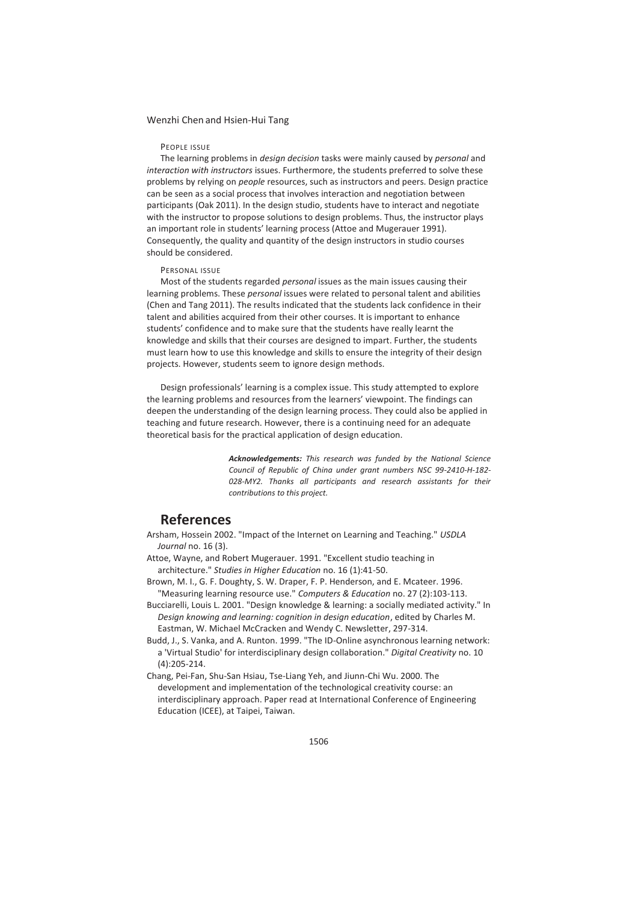#### People issue

The learning problems in *design decision* tasks were mainly caused by *personal* and *interaction with instructors* issues. Furthermore, the students preferred to solve these problems by relying on *people* resources, such as instructors and peers. Design practice can be seen as a social process that involves interaction and negotiation between participants (Oak 2011). In the design studio, students have to interact and negotiate with the instructor to propose solutions to design problems. Thus, the instructor plays an important role in students' learning process (Attoe and Mugerauer 1991). Consequently, the quality and quantity of the design instructors in studio courses should be considered.

#### Personal issue

Most of the students regarded *personal* issues as the main issues causing their learning problems. These *personal* issues were related to personal talent and abilities (Chen and Tang 2011). The results indicated that the students lack confidence in their talent and abilities acquired from their other courses. It is important to enhance students' confidence and to make sure that the students have really learnt the knowledge and skills that their courses are designed to impart. Further, the students must learn how to use this knowledge and skills to ensure the integrity of their design projects. However, students seem to ignore design methods.

Design professionals' learning is a complex issue. This study attempted to explore the learning problems and resources from the learners' viewpoint. The findings can deepen the understanding of the design learning process. They could also be applied in teaching and future research. However, there is a continuing need for an adequate theoretical basis for the practical application of design education.

***Acknowledgements:*** *This research was funded by the National Science Council of Republic of China under grant numbers NSC 99-2410-H-182-028-MY2. Thanks all participants and research assistants for their contributions to this project.*

## References

Arsham, Hossein 2002. "Impact of the Internet on Learning and Teaching." *USDLA Journal* no. 16 (3).

Attoe, Wayne, and Robert Mugerauer. 1991. "Excellent studio teaching in architecture." *Studies in Higher Education* no. 16 (1):41-50.

Brown, M. I., G. F. Doughty, S. W. Draper, F. P. Henderson, and E. Mcateer. 1996. "Measuring learning resource use." *Computers & Education* no. 27 (2):103-113.

Bucciarelli, Louis L. 2001. "Design knowledge & learning: a socially mediated activity." In *Design knowing and learning: cognition in design education*, edited by Charles M. Eastman, W. Michael McCracken and Wendy C. Newsletter, 297-314.

Budd, J., S. Vanka, and A. Runton. 1999. "The ID-Online asynchronous learning network: a 'Virtual Studio' for interdisciplinary design collaboration." *Digital Creativity* no. 10 (4):205-214.

Chang, Pei-Fan, Shu-San Hsiau, Tse-Liang Yeh, and Jiunn-Chi Wu. 2000. The development and implementation of the technological creativity course: an interdisciplinary approach. Paper read at International Conference of Engineering Education (ICEE), at Taipei, Taiwan.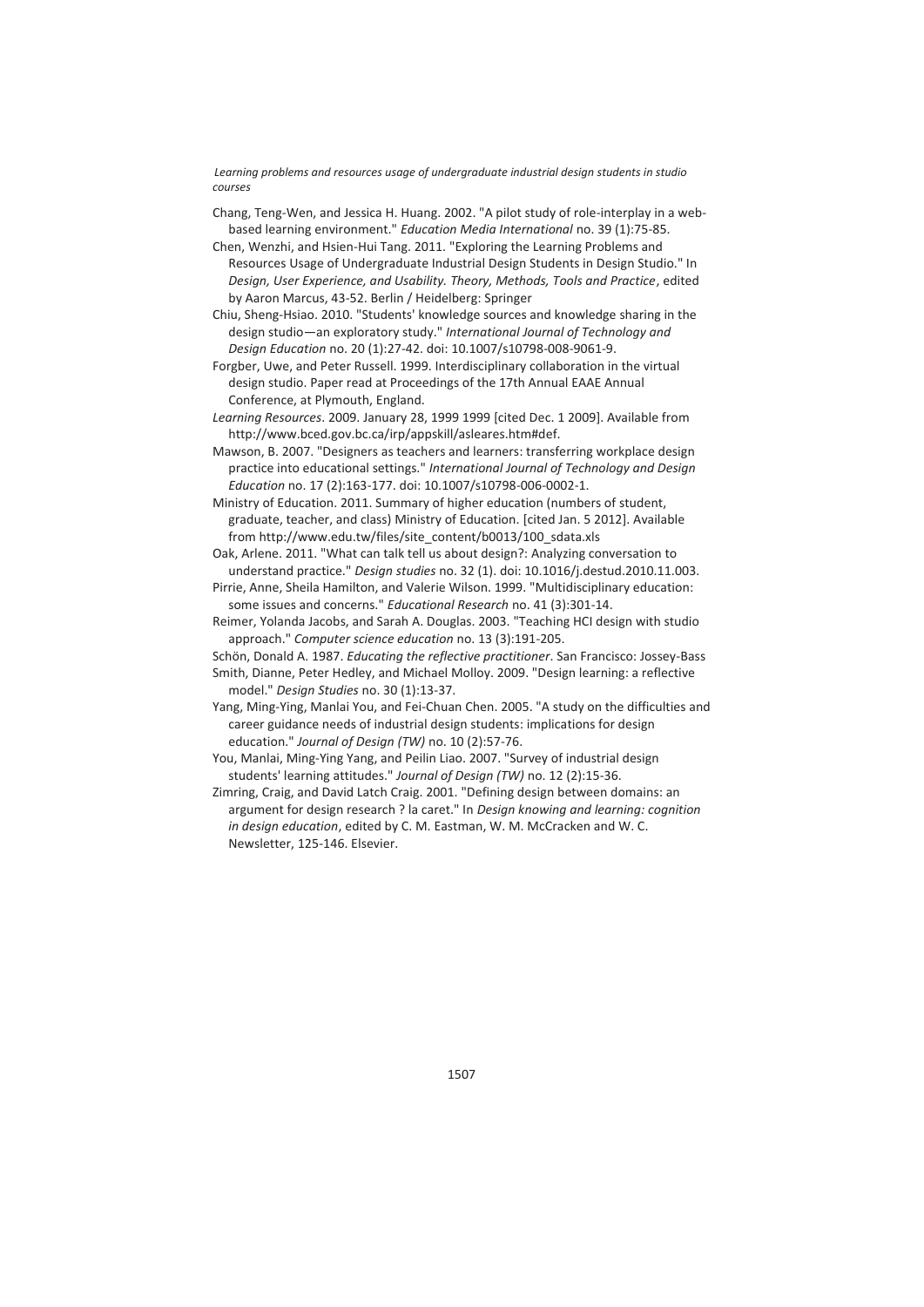Chang, Teng-Wen, and Jessica H. Huang. 2002. "A pilot study of role-interplay in a web-based learning environment." *Education Media International* no. 39 (1):75-85.

Chen, Wenzhi, and Hsien-Hui Tang. 2011. "Exploring the Learning Problems and Resources Usage of Undergraduate Industrial Design Students in Design Studio." In *Design, User Experience, and Usability. Theory, Methods, Tools and Practice*, edited by Aaron Marcus, 43-52. Berlin / Heidelberg: Springer

Chiu, Sheng-Hsiao. 2010. "Students' knowledge sources and knowledge sharing in the design studio—an exploratory study." *International Journal of Technology and Design Education* no. 20 (1):27-42. doi: 10.1007/s10798-008-9061-9.

Forgber, Uwe, and Peter Russell. 1999. Interdisciplinary collaboration in the virtual design studio. Paper read at Proceedings of the 17th Annual EAAE Annual Conference, at Plymouth, England.

*Learning Resources*. 2009. January 28, 1999 1999 [cited Dec. 1 2009]. Available from http://www.bced.gov.bc.ca/irp/appskill/asleares.htm#def.

Mawson, B. 2007. "Designers as teachers and learners: transferring workplace design practice into educational settings." *International Journal of Technology and Design Education* no. 17 (2):163-177. doi: 10.1007/s10798-006-0002-1.

Ministry of Education. 2011. Summary of higher education (numbers of student, graduate, teacher, and class) Ministry of Education. [cited Jan. 5 2012]. Available from http://www.edu.tw/files/site_content/b0013/100_sdata.xls

Oak, Arlene. 2011. "What can talk tell us about design?: Analyzing conversation to understand practice." *Design studies* no. 32 (1). doi: 10.1016/j.destud.2010.11.003.

Pirrie, Anne, Sheila Hamilton, and Valerie Wilson. 1999. "Multidisciplinary education: some issues and concerns." *Educational Research* no. 41 (3):301-14.

Reimer, Yolanda Jacobs, and Sarah A. Douglas. 2003. "Teaching HCI design with studio approach." *Computer science education* no. 13 (3):191-205.

Schön, Donald A. 1987. *Educating the reflective practitioner*. San Francisco: Jossey-Bass

Smith, Dianne, Peter Hedley, and Michael Molloy. 2009. "Design learning: a reflective model." *Design Studies* no. 30 (1):13-37.

Yang, Ming-Ying, Manlai You, and Fei-Chuan Chen. 2005. "A study on the difficulties and career guidance needs of industrial design students: implications for design education." *Journal of Design (TW)* no. 10 (2):57-76.

You, Manlai, Ming-Ying Yang, and Peilin Liao. 2007. "Survey of industrial design students' learning attitudes." *Journal of Design (TW)* no. 12 (2):15-36.

Zimring, Craig, and David Latch Craig. 2001. "Defining design between domains: an argument for design research ? la caret." In *Design knowing and learning: cognition in design education*, edited by C. M. Eastman, W. M. McCracken and W. C. Newsletter, 125-146. Elsevier.